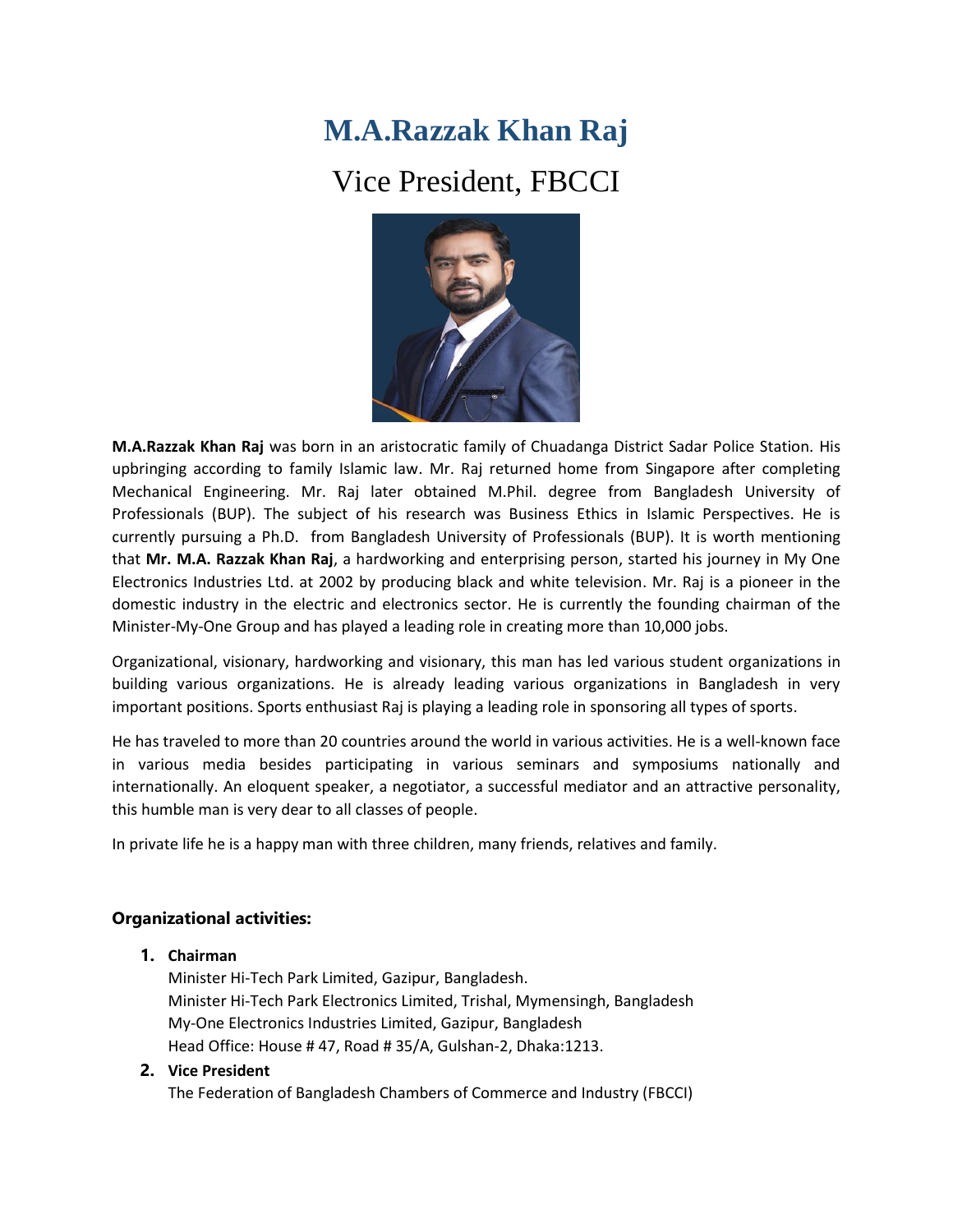# M.A.Razzak Khan Raj

## Vice President, FBCCI

**M.A.Razzak Khan Raj** was born in an aristocratic family of Chuadanga District Sadar Police Station. His upbringing according to family Islamic law. Mr. Raj returned home from Singapore after completing Mechanical Engineering. Mr. Raj later obtained M.Phil. degree from Bangladesh University of Professionals (BUP). The subject of his research was Business Ethics in Islamic Perspectives. He is currently pursuing a Ph.D. from Bangladesh University of Professionals (BUP). It is worth mentioning that **Mr. M.A. Razzak Khan Raj**, a hardworking and enterprising person, started his journey in My One Electronics Industries Ltd. at 2002 by producing black and white television. Mr. Raj is a pioneer in the domestic industry in the electric and electronics sector. He is currently the founding chairman of the Minister-My-One Group and has played a leading role in creating more than 10,000 jobs.

Organizational, visionary, hardworking and visionary, this man has led various student organizations in building various organizations. He is already leading various organizations in Bangladesh in very important positions. Sports enthusiast Raj is playing a leading role in sponsoring all types of sports.

He has traveled to more than 20 countries around the world in various activities. He is a well-known face in various media besides participating in various seminars and symposiums nationally and internationally. An eloquent speaker, a negotiator, a successful mediator and an attractive personality, this humble man is very dear to all classes of people.

In private life he is a happy man with three children, many friends, relatives and family.

### Organizational activities:

1. **Chairman**
   Minister Hi-Tech Park Limited, Gazipur, Bangladesh.
   Minister Hi-Tech Park Electronics Limited, Trishal, Mymensingh, Bangladesh
   My-One Electronics Industries Limited, Gazipur, Bangladesh
   Head Office: House # 47, Road # 35/A, Gulshan-2, Dhaka:1213.
2. **Vice President**
   The Federation of Bangladesh Chambers of Commerce and Industry (FBCCI)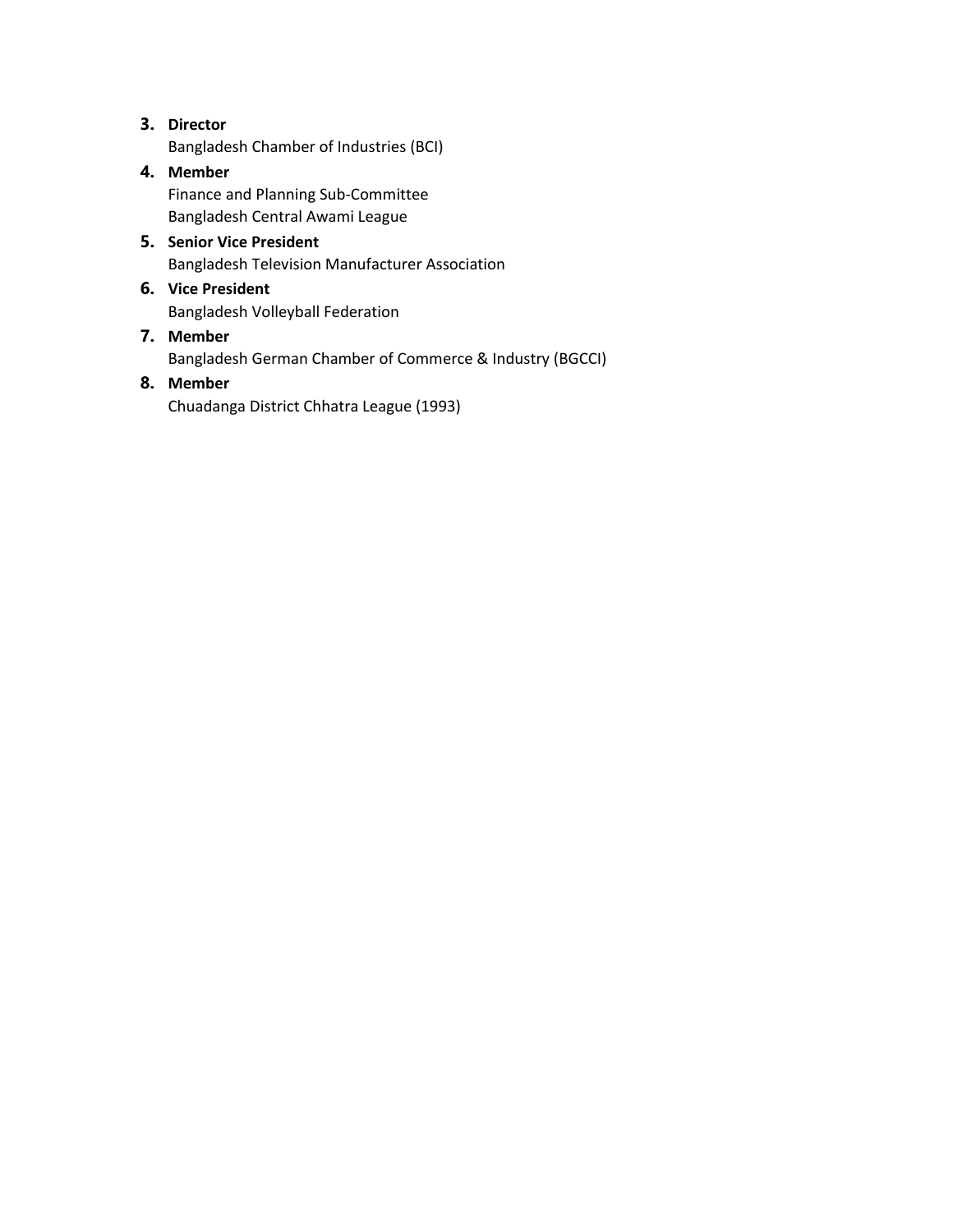3. **Director**
   Bangladesh Chamber of Industries (BCI)
4. **Member**
   Finance and Planning Sub-Committee
   Bangladesh Central Awami League
5. **Senior Vice President**
   Bangladesh Television Manufacturer Association
6. **Vice President**
   Bangladesh Volleyball Federation
7. **Member**
   Bangladesh German Chamber of Commerce & Industry (BGCCI)
8. **Member**
   Chuadanga District Chhatra League (1993)